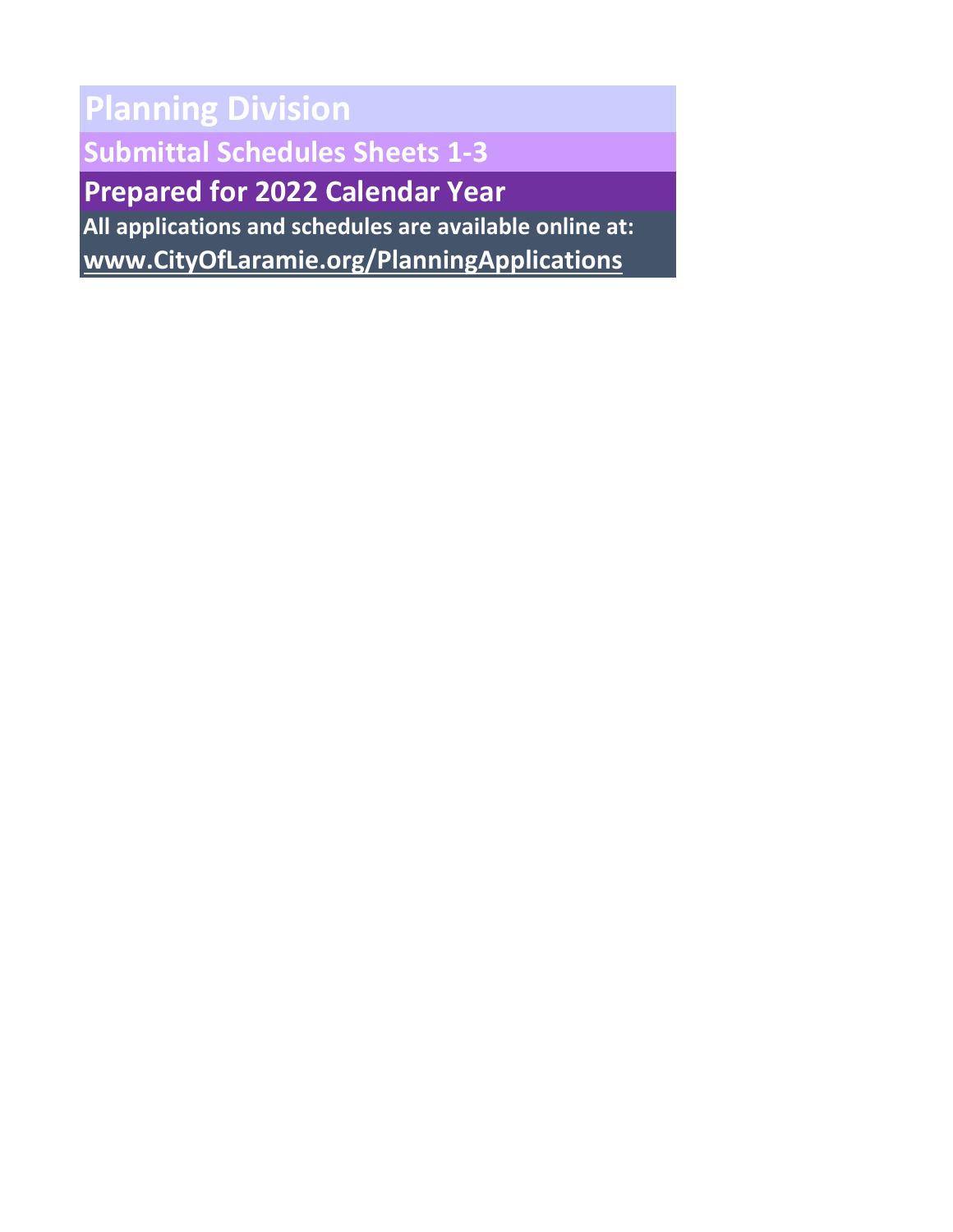# Planning Division

## Submittal Schedules Sheets 1-3

## Prepared for 2022 Calendar Year

**All applications and schedules are available online at:**

**www.CityOfLaramie.org/PlanningApplications**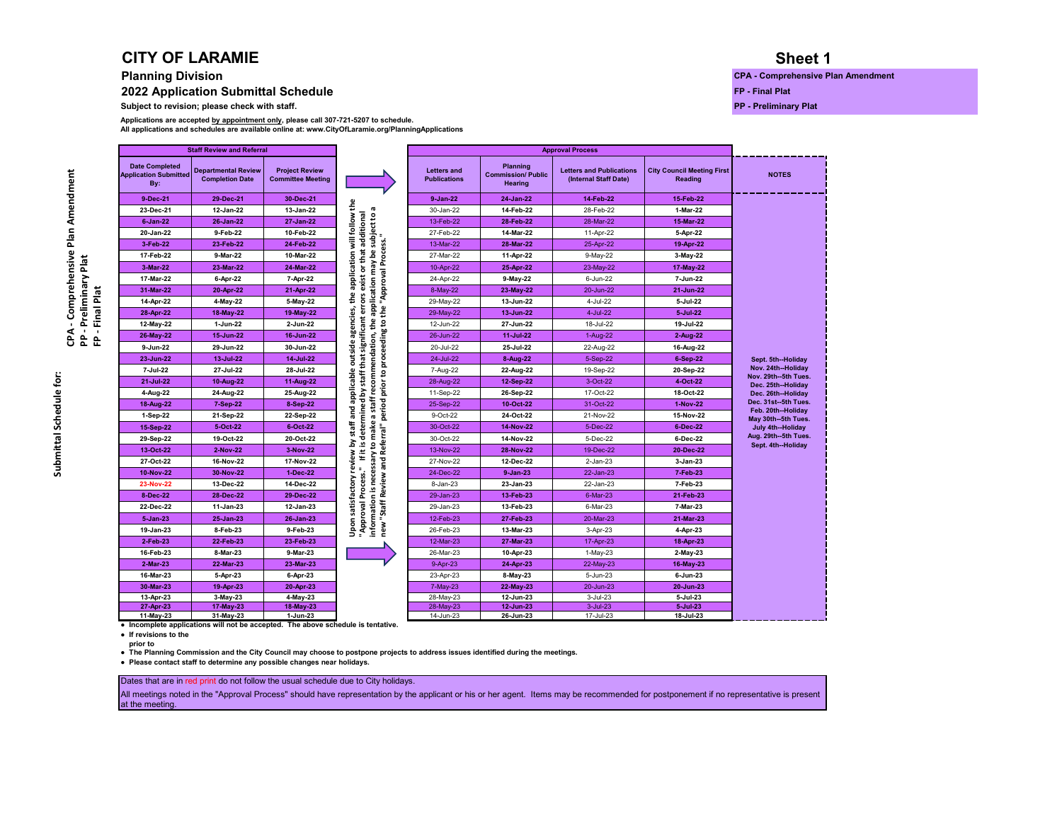# CITY OF LARAMIE

## Planning Division

### 2022 Application Submittal Schedule

**Subject to revision; please check with staff.**

**Sheet 1**

**CPA - Comprehensive Plan Amendment**
**FP - Final Plat**
**PP - Preliminary Plat**

Applications are accepted by appointment only, please call 307-721-5207 to schedule.
All applications and schedules are available online at: www.CityOfLaramie.org/PlanningApplications

Submittal Schedule for: CPA - Comprehensive Plan Amendment, PP - Preliminary Plat, FP - Final Plat

| Staff Review and Referral | | | | Approval Process | | | | |
|---|---|---|---|---|---|---|---|---|
| Date Completed Application Submitted By: | Departmental Review Completion Date | Project Review Committee Meeting | | Letters and Publications | Planning Commission/ Public Hearing | Letters and Publications (Internal Staff Date) | City Council Meeting First Reading | NOTES |
| 9-Dec-21 | 29-Dec-21 | 30-Dec-21 | | 9-Jan-22 | 24-Jan-22 | 14-Feb-22 | 15-Feb-22 | |
| 23-Dec-21 | 12-Jan-22 | 13-Jan-22 | | 30-Jan-22 | 14-Feb-22 | 28-Mar-22 | 1-Mar-22 | |
| 6-Jan-22 | 26-Jan-22 | 27-Jan-22 | | 13-Feb-22 | 28-Feb-22 | 28-Mar-22 | 15-Mar-22 | |
| 20-Jan-22 | 9-Feb-22 | 10-Feb-22 | | 27-Feb-22 | 14-Mar-22 | 11-Apr-22 | 5-Apr-22 | |
| 3-Feb-22 | 23-Feb-22 | 24-Feb-22 | | 13-Mar-22 | 28-Mar-22 | 25-Apr-22 | 19-Apr-22 | |
| 17-Feb-22 | 9-Mar-22 | 10-Mar-22 | | 27-Mar-22 | 11-Apr-22 | 9-May-22 | 3-May-22 | |
| 3-Mar-22 | 23-Mar-22 | 24-Mar-22 | | 10-Apr-22 | 25-Apr-22 | 23-May-22 | 17-May-22 | |
| 17-Mar-22 | 6-Apr-22 | 7-Apr-22 | | 24-Apr-22 | 9-May-22 | 6-Jun-22 | 7-Jun-22 | |
| 31-Mar-22 | 20-Apr-22 | 21-Apr-22 | | 8-May-22 | 23-May-22 | 20-Jun-22 | 21-Jun-22 | |
| 14-Apr-22 | 4-May-22 | 5-May-22 | | 29-May-22 | 13-Jun-22 | 4-Jul-22 | 5-Jul-22 | |
| 28-Apr-22 | 18-May-22 | 19-May-22 | | 29-May-22 | 13-Jun-22 | 4-Jul-22 | 5-Jul-22 | |
| 12-May-22 | 1-Jun-22 | 2-Jun-22 | | 12-Jun-22 | 27-Jun-22 | 18-Jul-22 | 19-Jul-22 | |
| 26-May-22 | 15-Jun-22 | 16-Jun-22 | | 26-Jun-22 | 11-Jul-22 | 1-Aug-22 | 2-Aug-22 | |
| 9-Jun-22 | 29-Jun-22 | 30-Jun-22 | | 20-Jul-22 | 25-Jul-22 | 22-Aug-22 | 16-Aug-22 | |
| 23-Jun-22 | 13-Jul-22 | 14-Jul-22 | | 24-Jul-22 | 8-Aug-22 | 5-Sep-22 | 6-Sep-22 | Sept. 5th--Holiday |
| 7-Jul-22 | 27-Jul-22 | 28-Jul-22 | | 7-Aug-22 | 22-Aug-22 | 19-Sep-22 | 20-Sep-22 | Nov. 24th--Holiday |
| 21-Jul-22 | 10-Aug-22 | 11-Aug-22 | | 28-Aug-22 | 12-Sep-22 | 3-Oct-22 | 4-Oct-22 | Nov. 29th--5th Tues. |
| 4-Aug-22 | 24-Aug-22 | 25-Aug-22 | | 11-Sep-22 | 26-Sep-22 | 17-Oct-22 | 18-Oct-22 | Dec. 25th--Holiday |
| 18-Aug-22 | 7-Sep-22 | 8-Sep-22 | | 25-Sep-22 | 10-Oct-22 | 31-Oct-22 | 1-Nov-22 | Dec. 26th--Holiday |
| 1-Sep-22 | 21-Sep-22 | 22-Sep-22 | | 9-Oct-22 | 24-Oct-22 | 21-Nov-22 | 15-Nov-22 | Dec. 31st--5th Tues. |
| 15-Sep-22 | 5-Oct-22 | 6-Oct-22 | | 30-Oct-22 | 14-Nov-22 | 5-Dec-22 | 6-Dec-22 | Feb. 20th--Holiday |
| 29-Sep-22 | 19-Oct-22 | 20-Oct-22 | | 30-Oct-22 | 14-Nov-22 | 5-Dec-22 | 6-Dec-22 | May 30th--5th Tues. |
| 13-Oct-22 | 2-Nov-22 | 3-Nov-22 | | 13-Nov-22 | 28-Nov-22 | 19-Dec-22 | 20-Dec-22 | July 4th--Holiday |
| 27-Oct-22 | 16-Nov-22 | 17-Nov-22 | | 27-Nov-22 | 12-Dec-22 | 2-Jan-23 | 3-Jan-23 | Aug. 29th--5th Tues. |
| 10-Nov-22 | 30-Nov-22 | 1-Dec-22 | | 24-Dec-22 | 9-Jan-23 | 22-Jan-23 | 7-Feb-23 | Sept. 4th--Holiday |
| 23-Nov-22 | 13-Dec-22 | 14-Dec-22 | | 8-Jan-23 | 23-Jan-23 | 22-Jan-23 | 7-Feb-23 | |
| 8-Dec-22 | 28-Dec-22 | 29-Dec-22 | | 29-Jan-23 | 13-Feb-23 | 6-Mar-23 | 21-Feb-23 | |
| 22-Dec-22 | 11-Jan-23 | 12-Jan-23 | | 29-Jan-23 | 13-Feb-23 | 6-Mar-23 | 7-Mar-23 | |
| 5-Jan-23 | 25-Jan-23 | 26-Jan-23 | | 12-Feb-23 | 27-Feb-23 | 20-Mar-23 | 21-Mar-23 | |
| 19-Jan-23 | 8-Feb-23 | 9-Feb-23 | | 26-Feb-23 | 13-Mar-23 | 3-Apr-23 | 4-Apr-23 | |
| 2-Feb-23 | 22-Feb-23 | 23-Feb-23 | | 12-Mar-23 | 27-Mar-23 | 17-Apr-23 | 18-Apr-23 | |
| 16-Feb-23 | 8-Mar-23 | 9-Mar-23 | | 26-Mar-23 | 10-Apr-23 | 1-May-23 | 2-May-23 | |
| 2-Mar-23 | 22-Mar-23 | 23-Mar-23 | | 9-Apr-23 | 24-Apr-23 | 22-May-23 | 16-May-23 | |
| 16-Mar-23 | 5-Apr-23 | 6-Apr-23 | | 23-Apr-23 | 8-May-23 | 5-Jun-23 | 6-Jun-23 | |
| 30-Mar-23 | 19-Apr-23 | 20-Apr-23 | | 7-May-23 | 22-May-23 | 20-Jun-23 | 20-Jun-23 | |
| 13-Apr-23 | 3-May-23 | 4-May-23 | | 28-May-23 | 12-Jun-23 | 3-Jul-23 | 5-Jul-23 | |
| 27-Apr-23 | 17-May-23 | 18-May-23 | | 28-May-23 | 12-Jun-23 | 3-Jul-23 | 5-Jul-23 | |
| 11-May-23 | 31-May-23 | 1-Jun-23 | | 14-Jun-23 | 26-Jun-23 | 17-Jul-23 | 18-Jul-23 | |

Upon satisfactory review by staff and applicable outside agencies, the application will follow the "Approval Process." If it is determined by staff that significant errors exist or that additional information is necessary to make a staff recommendation, the application may be subject to a new "Staff Review and Referral" period prior to proceeding to the "Approval Process."

- Incomplete applications will not be accepted. The above schedule is tentative.
- If revisions to the prior to
- The Planning Commission and the City Council may choose to postpone projects to address issues identified during the meetings.
- Please contact staff to determine any possible changes near holidays.

Dates that are in red print do not follow the usual schedule due to City holidays.

All meetings noted in the "Approval Process" should have representation by the applicant or his or her agent. Items may be recommended for postponement if no representative is present at the meeting.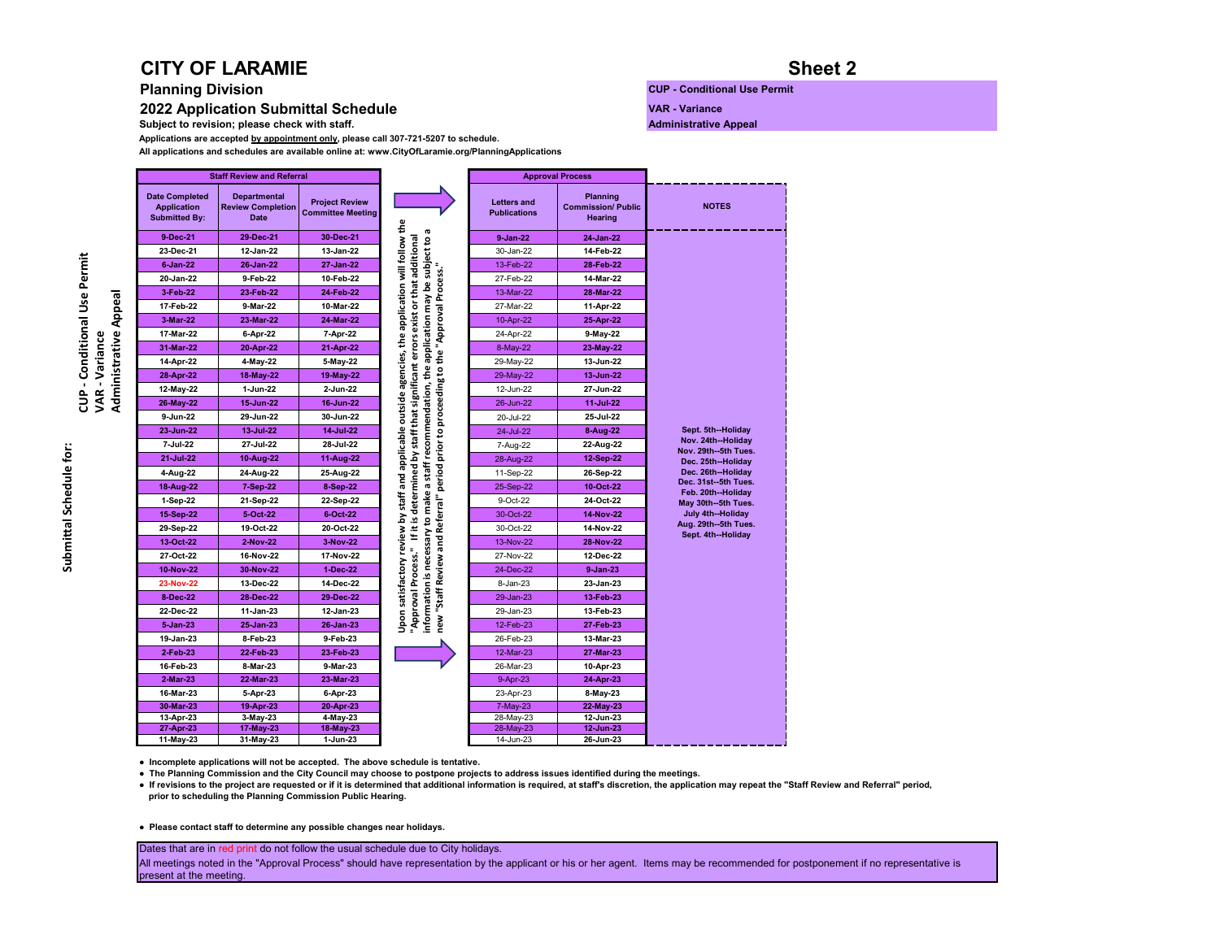# CITY OF LARAMIE

## Sheet 2

**Planning Division**

**2022 Application Submittal Schedule**

**CUP - Conditional Use Permit**
**VAR - Variance**
**Administrative Appeal**

**Subject to revision; please check with staff.**

**Applications are accepted by appointment only, please call 307-721-5207 to schedule.**

**All applications and schedules are available online at: www.CityOfLaramie.org/PlanningApplications**

**Submittal Schedule for:** CUP - Conditional Use Permit, VAR - Variance, Administrative Appeal

| Staff Review and Referral | | | Approval Process | | NOTES |
|---|---|---|---|---|---|
| Date Completed Application Submitted By: | Departmental Review Completion Date | Project Review Committee Meeting | Letters and Publications | Planning Commission/ Public Hearing | |
| 9-Dec-21 | 29-Dec-21 | 30-Dec-21 | 9-Jan-22 | 24-Jan-22 | |
| 23-Dec-21 | 12-Jan-22 | 13-Jan-22 | 30-Jan-22 | 14-Feb-22 | |
| 6-Jan-22 | 26-Jan-22 | 27-Jan-22 | 13-Feb-22 | 28-Feb-22 | |
| 20-Jan-22 | 9-Feb-22 | 10-Feb-22 | 27-Feb-22 | 14-Mar-22 | |
| 3-Feb-22 | 23-Feb-22 | 24-Feb-22 | 13-Mar-22 | 28-Mar-22 | |
| 17-Feb-22 | 9-Mar-22 | 10-Mar-22 | 27-Mar-22 | 11-Apr-22 | |
| 3-Mar-22 | 23-Mar-22 | 24-Mar-22 | 10-Apr-22 | 25-Apr-22 | |
| 17-Mar-22 | 6-Apr-22 | 7-Apr-22 | 24-Apr-22 | 9-May-22 | |
| 31-Mar-22 | 20-Apr-22 | 21-Apr-22 | 8-May-22 | 23-May-22 | |
| 14-Apr-22 | 4-May-22 | 5-May-22 | 29-May-22 | 13-Jun-22 | |
| 28-Apr-22 | 18-May-22 | 19-May-22 | 29-May-22 | 13-Jun-22 | |
| 12-May-22 | 1-Jun-22 | 2-Jun-22 | 12-Jun-22 | 27-Jun-22 | |
| 26-May-22 | 15-Jun-22 | 16-Jun-22 | 26-Jun-22 | 11-Jul-22 | |
| 9-Jun-22 | 29-Jun-22 | 30-Jun-22 | 20-Jul-22 | 25-Jul-22 | |
| 23-Jun-22 | 13-Jul-22 | 14-Jul-22 | 24-Jul-22 | 8-Aug-22 | Sept. 5th--Holiday |
| 7-Jul-22 | 27-Jul-22 | 28-Jul-22 | 7-Aug-22 | 22-Aug-22 | Nov. 24th--Holiday |
| 21-Jul-22 | 10-Aug-22 | 11-Aug-22 | 28-Aug-22 | 12-Sep-22 | Nov. 29th--5th Tues. |
| 4-Aug-22 | 24-Aug-22 | 25-Aug-22 | 11-Sep-22 | 26-Sep-22 | Dec. 25th--Holiday |
| 18-Aug-22 | 7-Sep-22 | 8-Sep-22 | 25-Sep-22 | 10-Oct-22 | Dec. 26th--Holiday |
| 1-Sep-22 | 21-Sep-22 | 22-Sep-22 | 9-Oct-22 | 24-Oct-22 | Dec. 31st--5th Tues. |
| 15-Sep-22 | 5-Oct-22 | 6-Oct-22 | 30-Oct-22 | 14-Nov-22 | Feb. 20th--Holiday |
| 29-Sep-22 | 19-Oct-22 | 20-Oct-22 | 30-Oct-22 | 14-Nov-22 | May 30th--5th Tues. |
| 13-Oct-22 | 2-Nov-22 | 3-Nov-22 | 13-Nov-22 | 28-Nov-22 | July 4th--Holiday |
| 27-Oct-22 | 16-Nov-22 | 17-Nov-22 | 27-Nov-22 | 12-Dec-22 | Aug. 29th--5th Tues. |
| 10-Nov-22 | 30-Nov-22 | 1-Dec-22 | 24-Dec-22 | 9-Jan-23 | Sept. 4th--Holiday |
| 23-Nov-22 | 13-Dec-22 | 14-Dec-22 | 8-Jan-23 | 23-Jan-23 | |
| 8-Dec-22 | 28-Dec-22 | 29-Dec-22 | 29-Jan-23 | 13-Feb-23 | |
| 22-Dec-22 | 11-Jan-23 | 12-Jan-23 | 29-Jan-23 | 13-Feb-23 | |
| 5-Jan-23 | 25-Jan-23 | 26-Jan-23 | 12-Feb-23 | 27-Feb-23 | |
| 19-Jan-23 | 8-Feb-23 | 9-Feb-23 | 26-Feb-23 | 13-Mar-23 | |
| 2-Feb-23 | 22-Feb-23 | 23-Feb-23 | 12-Mar-23 | 27-Mar-23 | |
| 16-Feb-23 | 8-Mar-23 | 9-Mar-23 | 26-Mar-23 | 10-Apr-23 | |
| 2-Mar-23 | 22-Mar-23 | 23-Mar-23 | 9-Apr-23 | 24-Apr-23 | |
| 16-Mar-23 | 5-Apr-23 | 6-Apr-23 | 23-Apr-23 | 8-May-23 | |
| 30-Mar-23 | 19-Apr-23 | 20-Apr-23 | 7-May-23 | 22-May-23 | |
| 13-Apr-23 | 3-May-23 | 4-May-23 | 28-May-23 | 12-Jun-23 | |
| 27-Apr-23 | 17-May-23 | 18-May-23 | 28-May-23 | 12-Jun-23 | |
| 11-May-23 | 31-May-23 | 1-Jun-23 | 14-Jun-23 | 26-Jun-23 | |

Upon satisfactory review by staff and applicable outside agencies, the application will follow the "Approval Process." If it is determined by staff that significant errors exist or that additional information is necessary to make a staff recommendation, the application may be subject to a new "Staff Review and Referral" period prior to proceeding to the "Approval Process."

- **Incomplete applications will not be accepted. The above schedule is tentative.**
- **The Planning Commission and the City Council may choose to postpone projects to address issues identified during the meetings.**
- **If revisions to the project are requested or if it is determined that additional information is required, at staff's discretion, the application may repeat the "Staff Review and Referral" period, prior to scheduling the Planning Commission Public Hearing.**

- **Please contact staff to determine any possible changes near holidays.**

Dates that are in red print do not follow the usual schedule due to City holidays.

All meetings noted in the "Approval Process" should have representation by the applicant or his or her agent. Items may be recommended for postponement if no representative is present at the meeting.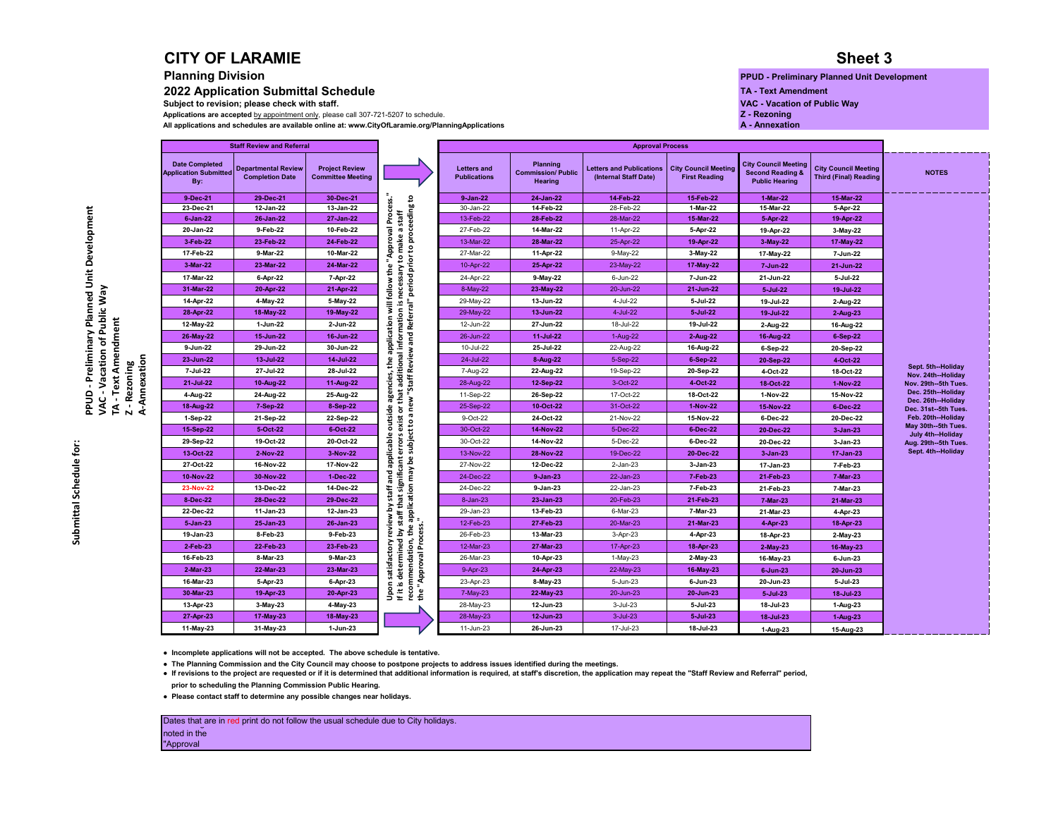# CITY OF LARAMIE

**Sheet 3**

## Planning Division

### 2022 Application Submittal Schedule

**Subject to revision; please check with staff.**

Applications are accepted by appointment only, please call 307-721-5207 to schedule.

**All applications and schedules are available online at: www.CityOfLaramie.org/PlanningApplications**

**PPUD - Preliminary Planned Unit Development**
**TA - Text Amendment**
**VAC - Vacation of Public Way**
**Z - Rezoning**
**A - Annexation**

**Submittal Schedule for:**
**PPUD - Preliminary Planned Unit Development**
**VAC - Vacation of Public Way**
**TA - Text Amendment**
**Z - Rezoning**
**A-Annexation**

| Staff Review and Referral | | | | Approval Process | | | | | | |
|---|---|---|---|---|---|---|---|---|---|---|
| Date Completed Application Submitted By: | Departmental Review Completion Date | Project Review Committee Meeting | | Letters and Publications | Planning Commission/ Public Hearing | Letters and Publications (Internal Staff Date) | City Council Meeting First Reading | City Council Meeting Second Reading & Public Hearing | City Council Meeting Third (Final) Reading | NOTES |
| 9-Dec-21 | 29-Dec-21 | 30-Dec-21 | Upon satisfactory review by staff and applicable outside agencies, the application will follow the "Approval Process." If it is determined by staff that significant errors exist or that additional information is necessary to make a staff recommendation, the application may be subject to a new "Staff Review and Referral" period prior to proceeding to the "Approval Process." | 9-Jan-22 | 24-Jan-22 | 14-Feb-22 | 15-Feb-22 | 1-Mar-22 | 15-Mar-22 | Sept. 5th--Holiday<br>Nov. 24th--Holiday<br>Nov. 29th--5th Tues.<br>Dec. 25th--Holiday<br>Dec. 26th--Holiday<br>Dec. 31st--5th Tues.<br>Feb. 20th--Holiday<br>May 30th--5th Tues.<br>July 4th--Holiday<br>Aug. 29th--5th Tues.<br>Sept. 4th--Holiday |
| 23-Dec-21 | 12-Jan-22 | 13-Jan-22 | | 30-Jan-22 | 14-Feb-22 | 28-Feb-22 | 1-Mar-22 | 15-Mar-22 | 5-Apr-22 | |
| 6-Jan-22 | 26-Jan-22 | 27-Jan-22 | | 13-Feb-22 | 28-Feb-22 | 28-Mar-22 | 15-Mar-22 | 5-Apr-22 | 19-Apr-22 | |
| 20-Jan-22 | 9-Feb-22 | 10-Feb-22 | | 27-Feb-22 | 14-Mar-22 | 11-Apr-22 | 5-Apr-22 | 19-Apr-22 | 3-May-22 | |
| 3-Feb-22 | 23-Feb-22 | 24-Feb-22 | | 13-Mar-22 | 28-Mar-22 | 25-Apr-22 | 19-Apr-22 | 3-May-22 | 17-May-22 | |
| 17-Feb-22 | 9-Mar-22 | 10-Mar-22 | | 27-Mar-22 | 11-Apr-22 | 9-May-22 | 3-May-22 | 17-May-22 | 7-Jun-22 | |
| 3-Mar-22 | 23-Mar-22 | 24-Mar-22 | | 10-Apr-22 | 25-Apr-22 | 23-May-22 | 17-May-22 | 7-Jun-22 | 21-Jun-22 | |
| 17-Mar-22 | 6-Apr-22 | 7-Apr-22 | | 24-Apr-22 | 9-May-22 | 6-Jun-22 | 7-Jun-22 | 21-Jun-22 | 5-Jul-22 | |
| 31-Mar-22 | 20-Apr-22 | 21-Apr-22 | | 8-May-22 | 23-May-22 | 20-Jun-22 | 21-Jun-22 | 5-Jul-22 | 19-Jul-22 | |
| 14-Apr-22 | 4-May-22 | 5-May-22 | | 29-May-22 | 13-Jun-22 | 4-Jul-22 | 5-Jul-22 | 19-Jul-22 | 2-Aug-22 | |
| 28-Apr-22 | 18-May-22 | 19-May-22 | | 29-May-22 | 13-Jun-22 | 4-Jul-22 | 5-Jul-22 | 19-Jul-22 | 2-Aug-22 | |
| 12-May-22 | 1-Jun-22 | 2-Jun-22 | | 12-Jun-22 | 27-Jun-22 | 18-Jul-22 | 19-Jul-22 | 2-Aug-22 | 16-Aug-22 | |
| 26-May-22 | 15-Jun-22 | 16-Jun-22 | | 26-Jun-22 | 11-Jul-22 | 1-Aug-22 | 2-Aug-22 | 16-Aug-22 | 6-Sep-22 | |
| 9-Jun-22 | 29-Jun-22 | 30-Jun-22 | | 10-Jul-22 | 25-Jul-22 | 22-Aug-22 | 16-Aug-22 | 6-Sep-22 | 20-Sep-22 | |
| 23-Jun-22 | 13-Jul-22 | 14-Jul-22 | | 24-Jul-22 | 8-Aug-22 | 5-Sep-22 | 6-Sep-22 | 20-Sep-22 | 4-Oct-22 | |
| 7-Jul-22 | 27-Jul-22 | 28-Jul-22 | | 7-Aug-22 | 22-Aug-22 | 19-Sep-22 | 20-Sep-22 | 4-Oct-22 | 18-Oct-22 | |
| 21-Jul-22 | 10-Aug-22 | 11-Aug-22 | | 28-Aug-22 | 12-Sep-22 | 3-Oct-22 | 4-Oct-22 | 18-Oct-22 | 1-Nov-22 | |
| 4-Aug-22 | 24-Aug-22 | 25-Aug-22 | | 11-Sep-22 | 26-Sep-22 | 17-Oct-22 | 18-Oct-22 | 1-Nov-22 | 15-Nov-22 | |
| 18-Aug-22 | 7-Sep-22 | 8-Sep-22 | | 25-Sep-22 | 10-Oct-22 | 31-Oct-22 | 1-Nov-22 | 15-Nov-22 | 6-Dec-22 | |
| 1-Sep-22 | 21-Sep-22 | 22-Sep-22 | | 9-Oct-22 | 24-Oct-22 | 21-Nov-22 | 15-Nov-22 | 6-Dec-22 | 20-Dec-22 | |
| 15-Sep-22 | 5-Oct-22 | 6-Oct-22 | | 30-Oct-22 | 14-Nov-22 | 5-Dec-22 | 6-Dec-22 | 20-Dec-22 | 3-Jan-23 | |
| 29-Sep-22 | 19-Oct-22 | 20-Oct-22 | | 30-Oct-22 | 14-Nov-22 | 5-Dec-22 | 6-Dec-22 | 20-Dec-22 | 3-Jan-23 | |
| 13-Oct-22 | 2-Nov-22 | 3-Nov-22 | | 13-Nov-22 | 28-Nov-22 | 19-Dec-22 | 20-Dec-22 | 3-Jan-23 | 17-Jan-23 | |
| 27-Oct-22 | 16-Nov-22 | 17-Nov-22 | | 27-Nov-22 | 12-Dec-22 | 2-Jan-23 | 3-Jan-23 | 17-Jan-23 | 7-Feb-23 | |
| 10-Nov-22 | 30-Nov-22 | 1-Dec-22 | | 24-Dec-22 | 9-Jan-23 | 22-Jan-23 | 7-Feb-23 | 21-Feb-23 | 7-Mar-23 | |
| 23-Nov-22 | 13-Dec-22 | 14-Dec-22 | | 24-Dec-22 | 9-Jan-23 | 22-Jan-23 | 7-Feb-23 | 21-Feb-23 | 7-Mar-23 | |
| 8-Dec-22 | 28-Dec-22 | 29-Dec-22 | | 8-Jan-23 | 23-Jan-23 | 20-Feb-23 | 21-Feb-23 | 7-Mar-23 | 21-Mar-23 | |
| 22-Dec-22 | 11-Jan-23 | 12-Jan-23 | | 29-Jan-23 | 13-Feb-23 | 6-Mar-23 | 7-Mar-23 | 21-Mar-23 | 4-Apr-23 | |
| 5-Jan-23 | 25-Jan-23 | 26-Jan-23 | | 12-Feb-23 | 27-Feb-23 | 20-Mar-23 | 21-Mar-23 | 4-Apr-23 | 18-Apr-23 | |
| 19-Jan-23 | 8-Feb-23 | 9-Feb-23 | | 26-Feb-23 | 13-Mar-23 | 3-Apr-23 | 4-Apr-23 | 18-Apr-23 | 2-May-23 | |
| 2-Feb-23 | 22-Feb-23 | 23-Feb-23 | | 12-Mar-23 | 27-Mar-23 | 17-Apr-23 | 18-Apr-23 | 2-May-23 | 16-May-23 | |
| 16-Feb-23 | 8-Mar-23 | 9-Mar-23 | | 26-Mar-23 | 10-Apr-23 | 1-May-23 | 2-May-23 | 16-May-23 | 6-Jun-23 | |
| 2-Mar-23 | 22-Mar-23 | 23-Mar-23 | | 9-Apr-23 | 24-Apr-23 | 22-May-23 | 16-May-23 | 6-Jun-23 | 20-Jun-23 | |
| 16-Mar-23 | 5-Apr-23 | 6-Apr-23 | | 23-Apr-23 | 8-May-23 | 5-Jun-23 | 6-Jun-23 | 20-Jun-23 | 5-Jul-23 | |
| 30-Mar-23 | 19-Apr-23 | 20-Apr-23 | | 7-May-23 | 22-May-23 | 20-Jun-23 | 20-Jun-23 | 5-Jul-23 | 18-Jul-23 | |
| 13-Apr-23 | 3-May-23 | 4-May-23 | | 28-May-23 | 12-Jun-23 | 3-Jul-23 | 5-Jul-23 | 18-Jul-23 | 1-Aug-23 | |
| 27-Apr-23 | 17-May-23 | 18-May-23 | | 28-May-23 | 12-Jun-23 | 3-Jul-23 | 5-Jul-23 | 18-Jul-23 | 1-Aug-23 | |
| 11-May-23 | 31-May-23 | 1-Jun-23 | | 11-Jun-23 | 26-Jun-23 | 17-Jul-23 | 18-Jul-23 | 1-Aug-23 | 15-Aug-23 | |

- **Incomplete applications will not be accepted. The above schedule is tentative.**
- **The Planning Commission and the City Council may choose to postpone projects to address issues identified during the meetings.**
- **If revisions to the project are requested or if it is determined that additional information is required, at staff's discretion, the application may repeat the "Staff Review and Referral" period, prior to scheduling the Planning Commission Public Hearing.**
- **Please contact staff to determine any possible changes near holidays.**

Dates that are in red print do not follow the usual schedule due to City holidays.
noted in the
"Approval